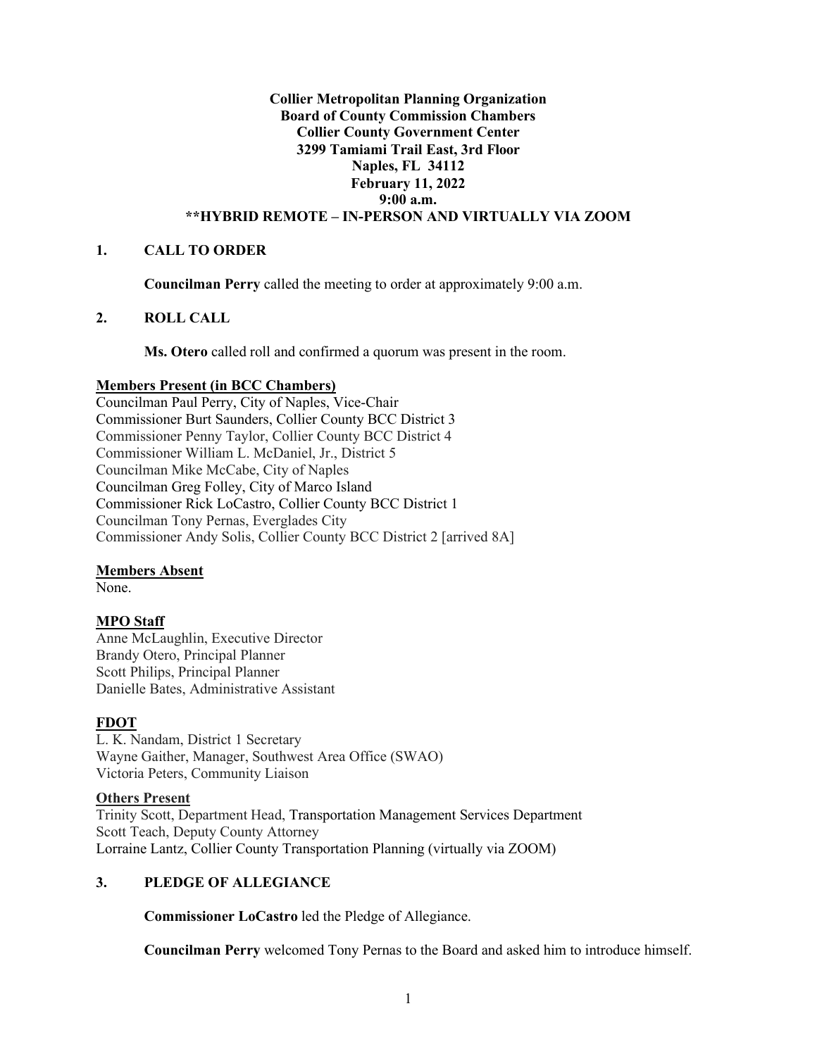**Collier Metropolitan Planning Organization**
**Board of County Commission Chambers**
**Collier County Government Center**
**3299 Tamiami Trail East, 3rd Floor**
**Naples, FL 34112**
**February 11, 2022**
**9:00 a.m.**
**\*\*HYBRID REMOTE – IN-PERSON AND VIRTUALLY VIA ZOOM**

## 1. CALL TO ORDER

**Councilman Perry** called the meeting to order at approximately 9:00 a.m.

## 2. ROLL CALL

**Ms. Otero** called roll and confirmed a quorum was present in the room.

**Members Present (in BCC Chambers)**

Councilman Paul Perry, City of Naples, Vice-Chair
Commissioner Burt Saunders, Collier County BCC District 3
Commissioner Penny Taylor, Collier County BCC District 4
Commissioner William L. McDaniel, Jr., District 5
Councilman Mike McCabe, City of Naples
Councilman Greg Folley, City of Marco Island
Commissioner Rick LoCastro, Collier County BCC District 1
Councilman Tony Pernas, Everglades City
Commissioner Andy Solis, Collier County BCC District 2 [arrived 8A]

**Members Absent**

None.

**MPO Staff**

Anne McLaughlin, Executive Director
Brandy Otero, Principal Planner
Scott Philips, Principal Planner
Danielle Bates, Administrative Assistant

**FDOT**

L. K. Nandam, District 1 Secretary
Wayne Gaither, Manager, Southwest Area Office (SWAO)
Victoria Peters, Community Liaison

**Others Present**

Trinity Scott, Department Head, Transportation Management Services Department
Scott Teach, Deputy County Attorney
Lorraine Lantz, Collier County Transportation Planning (virtually via ZOOM)

## 3. PLEDGE OF ALLEGIANCE

**Commissioner LoCastro** led the Pledge of Allegiance.

**Councilman Perry** welcomed Tony Pernas to the Board and asked him to introduce himself.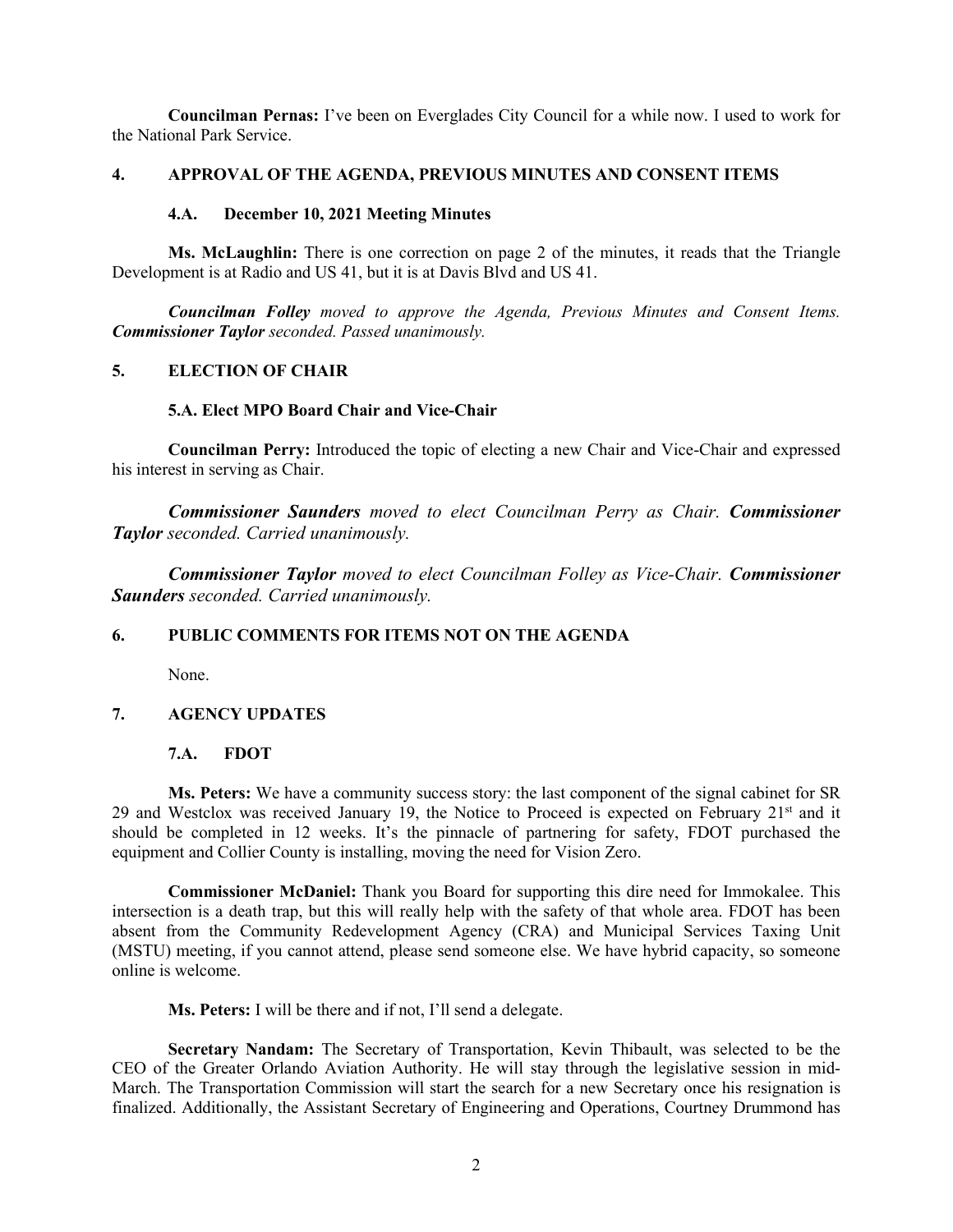**Councilman Pernas:** I've been on Everglades City Council for a while now. I used to work for the National Park Service.

## 4. APPROVAL OF THE AGENDA, PREVIOUS MINUTES AND CONSENT ITEMS

### 4.A. December 10, 2021 Meeting Minutes

**Ms. McLaughlin:** There is one correction on page 2 of the minutes, it reads that the Triangle Development is at Radio and US 41, but it is at Davis Blvd and US 41.

***Councilman Folley** moved to approve the Agenda, Previous Minutes and Consent Items. **Commissioner Taylor** seconded. Passed unanimously.*

## 5. ELECTION OF CHAIR

### 5.A. Elect MPO Board Chair and Vice-Chair

**Councilman Perry:** Introduced the topic of electing a new Chair and Vice-Chair and expressed his interest in serving as Chair.

***Commissioner Saunders** moved to elect Councilman Perry as Chair. **Commissioner Taylor** seconded. Carried unanimously.*

***Commissioner Taylor** moved to elect Councilman Folley as Vice-Chair. **Commissioner Saunders** seconded. Carried unanimously.*

## 6. PUBLIC COMMENTS FOR ITEMS NOT ON THE AGENDA

None.

## 7. AGENCY UPDATES

### 7.A. FDOT

**Ms. Peters:** We have a community success story: the last component of the signal cabinet for SR 29 and Westclox was received January 19, the Notice to Proceed is expected on February 21st and it should be completed in 12 weeks. It's the pinnacle of partnering for safety, FDOT purchased the equipment and Collier County is installing, moving the need for Vision Zero.

**Commissioner McDaniel:** Thank you Board for supporting this dire need for Immokalee. This intersection is a death trap, but this will really help with the safety of that whole area. FDOT has been absent from the Community Redevelopment Agency (CRA) and Municipal Services Taxing Unit (MSTU) meeting, if you cannot attend, please send someone else. We have hybrid capacity, so someone online is welcome.

**Ms. Peters:** I will be there and if not, I'll send a delegate.

**Secretary Nandam:** The Secretary of Transportation, Kevin Thibault, was selected to be the CEO of the Greater Orlando Aviation Authority. He will stay through the legislative session in mid-March. The Transportation Commission will start the search for a new Secretary once his resignation is finalized. Additionally, the Assistant Secretary of Engineering and Operations, Courtney Drummond has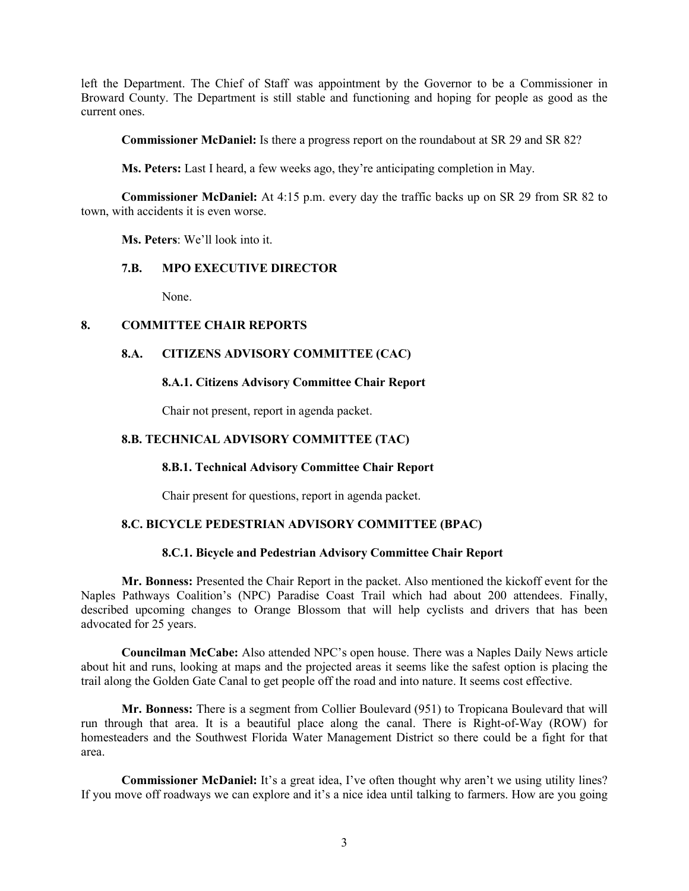left the Department. The Chief of Staff was appointment by the Governor to be a Commissioner in Broward County. The Department is still stable and functioning and hoping for people as good as the current ones.

**Commissioner McDaniel:** Is there a progress report on the roundabout at SR 29 and SR 82?

**Ms. Peters:** Last I heard, a few weeks ago, they're anticipating completion in May.

**Commissioner McDaniel:** At 4:15 p.m. every day the traffic backs up on SR 29 from SR 82 to town, with accidents it is even worse.

**Ms. Peters**: We'll look into it.

### 7.B. MPO EXECUTIVE DIRECTOR

None.

## 8. COMMITTEE CHAIR REPORTS

### 8.A. CITIZENS ADVISORY COMMITTEE (CAC)

#### 8.A.1. Citizens Advisory Committee Chair Report

Chair not present, report in agenda packet.

### 8.B. TECHNICAL ADVISORY COMMITTEE (TAC)

#### 8.B.1. Technical Advisory Committee Chair Report

Chair present for questions, report in agenda packet.

### 8.C. BICYCLE PEDESTRIAN ADVISORY COMMITTEE (BPAC)

#### 8.C.1. Bicycle and Pedestrian Advisory Committee Chair Report

**Mr. Bonness:** Presented the Chair Report in the packet. Also mentioned the kickoff event for the Naples Pathways Coalition's (NPC) Paradise Coast Trail which had about 200 attendees. Finally, described upcoming changes to Orange Blossom that will help cyclists and drivers that has been advocated for 25 years.

**Councilman McCabe:** Also attended NPC's open house. There was a Naples Daily News article about hit and runs, looking at maps and the projected areas it seems like the safest option is placing the trail along the Golden Gate Canal to get people off the road and into nature. It seems cost effective.

**Mr. Bonness:** There is a segment from Collier Boulevard (951) to Tropicana Boulevard that will run through that area. It is a beautiful place along the canal. There is Right-of-Way (ROW) for homesteaders and the Southwest Florida Water Management District so there could be a fight for that area.

**Commissioner McDaniel:** It's a great idea, I've often thought why aren't we using utility lines? If you move off roadways we can explore and it's a nice idea until talking to farmers. How are you going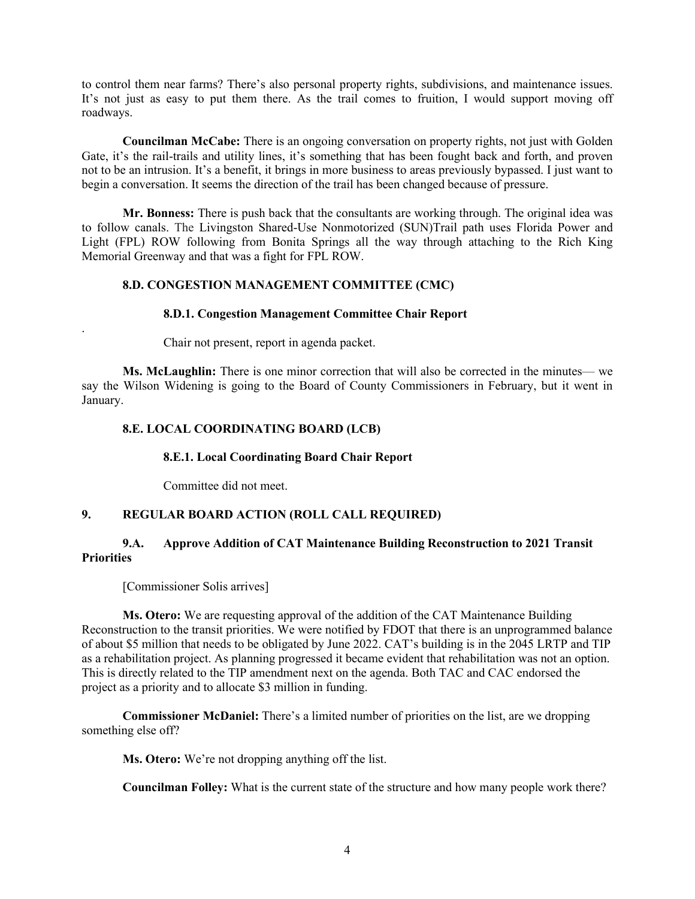to control them near farms? There's also personal property rights, subdivisions, and maintenance issues. It's not just as easy to put them there. As the trail comes to fruition, I would support moving off roadways.

**Councilman McCabe:** There is an ongoing conversation on property rights, not just with Golden Gate, it's the rail-trails and utility lines, it's something that has been fought back and forth, and proven not to be an intrusion. It's a benefit, it brings in more business to areas previously bypassed. I just want to begin a conversation. It seems the direction of the trail has been changed because of pressure.

**Mr. Bonness:** There is push back that the consultants are working through. The original idea was to follow canals. The Livingston Shared-Use Nonmotorized (SUN)Trail path uses Florida Power and Light (FPL) ROW following from Bonita Springs all the way through attaching to the Rich King Memorial Greenway and that was a fight for FPL ROW.

**8.D. CONGESTION MANAGEMENT COMMITTEE (CMC)**

**8.D.1. Congestion Management Committee Chair Report**

.

Chair not present, report in agenda packet.

**Ms. McLaughlin:** There is one minor correction that will also be corrected in the minutes— we say the Wilson Widening is going to the Board of County Commissioners in February, but it went in January.

**8.E. LOCAL COORDINATING BOARD (LCB)**

**8.E.1. Local Coordinating Board Chair Report**

Committee did not meet.

**9. REGULAR BOARD ACTION (ROLL CALL REQUIRED)**

**9.A. Approve Addition of CAT Maintenance Building Reconstruction to 2021 Transit Priorities**

[Commissioner Solis arrives]

**Ms. Otero:** We are requesting approval of the addition of the CAT Maintenance Building Reconstruction to the transit priorities. We were notified by FDOT that there is an unprogrammed balance of about $5 million that needs to be obligated by June 2022. CAT's building is in the 2045 LRTP and TIP as a rehabilitation project. As planning progressed it became evident that rehabilitation was not an option. This is directly related to the TIP amendment next on the agenda. Both TAC and CAC endorsed the project as a priority and to allocate $3 million in funding.

**Commissioner McDaniel:** There's a limited number of priorities on the list, are we dropping something else off?

**Ms. Otero:** We're not dropping anything off the list.

**Councilman Folley:** What is the current state of the structure and how many people work there?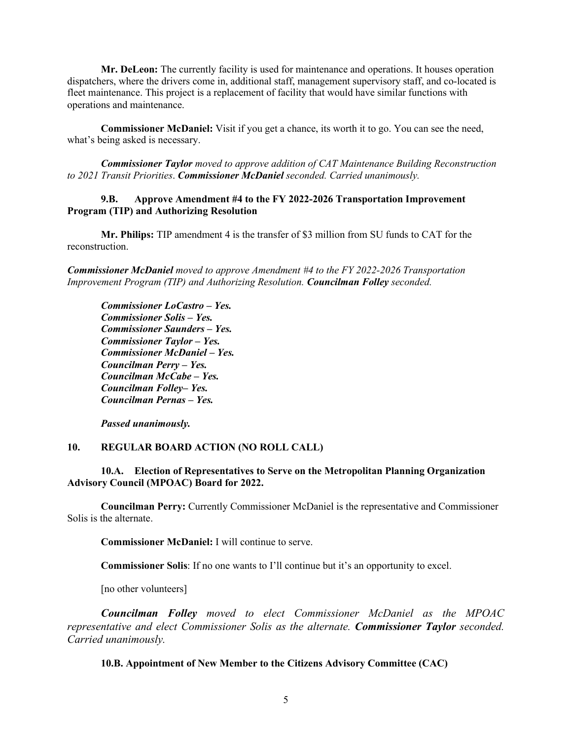**Mr. DeLeon:** The currently facility is used for maintenance and operations. It houses operation dispatchers, where the drivers come in, additional staff, management supervisory staff, and co-located is fleet maintenance. This project is a replacement of facility that would have similar functions with operations and maintenance.

**Commissioner McDaniel:** Visit if you get a chance, its worth it to go. You can see the need, what's being asked is necessary.

***Commissioner Taylor*** *moved to approve addition of CAT Maintenance Building Reconstruction to 2021 Transit Priorities.* ***Commissioner McDaniel*** *seconded. Carried unanimously.*

### 9.B. Approve Amendment #4 to the FY 2022-2026 Transportation Improvement Program (TIP) and Authorizing Resolution

**Mr. Philips:** TIP amendment 4 is the transfer of $3 million from SU funds to CAT for the reconstruction.

***Commissioner McDaniel*** *moved to approve Amendment #4 to the FY 2022-2026 Transportation Improvement Program (TIP) and Authorizing Resolution.* ***Councilman Folley*** *seconded.*

***Commissioner LoCastro – Yes.***
***Commissioner Solis – Yes.***
***Commissioner Saunders – Yes.***
***Commissioner Taylor – Yes.***
***Commissioner McDaniel – Yes.***
***Councilman Perry – Yes.***
***Councilman McCabe – Yes.***
***Councilman Folley– Yes.***
***Councilman Pernas – Yes.***

***Passed unanimously.***

## 10. REGULAR BOARD ACTION (NO ROLL CALL)

### 10.A. Election of Representatives to Serve on the Metropolitan Planning Organization Advisory Council (MPOAC) Board for 2022.

**Councilman Perry:** Currently Commissioner McDaniel is the representative and Commissioner Solis is the alternate.

**Commissioner McDaniel:** I will continue to serve.

**Commissioner Solis**: If no one wants to I'll continue but it's an opportunity to excel.

[no other volunteers]

***Councilman Folley*** *moved to elect Commissioner McDaniel as the MPOAC representative and elect Commissioner Solis as the alternate.* ***Commissioner Taylor*** *seconded. Carried unanimously.*

### 10.B. Appointment of New Member to the Citizens Advisory Committee (CAC)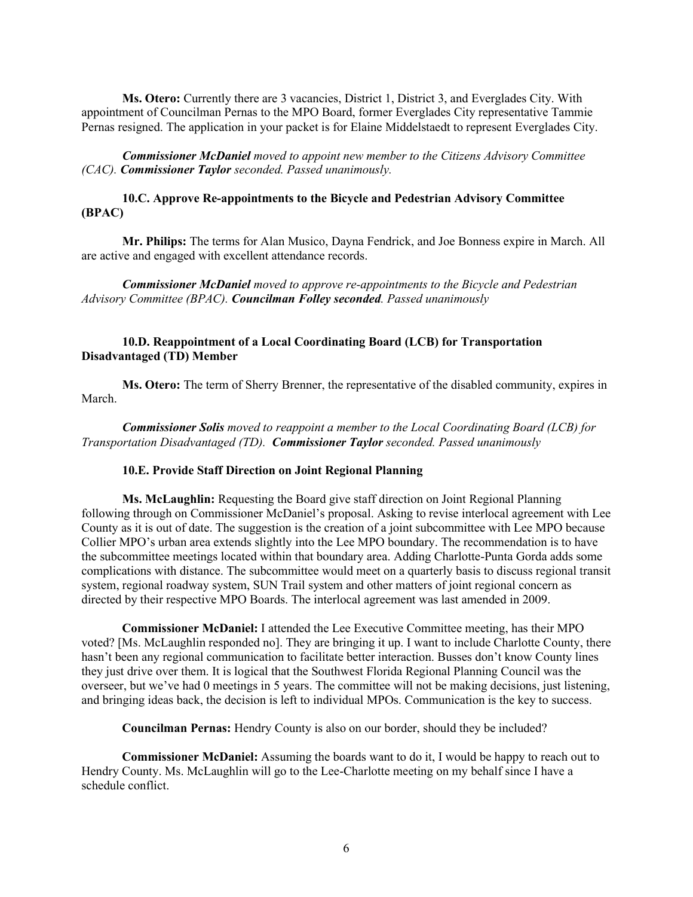**Ms. Otero:** Currently there are 3 vacancies, District 1, District 3, and Everglades City. With appointment of Councilman Pernas to the MPO Board, former Everglades City representative Tammie Pernas resigned. The application in your packet is for Elaine Middelstaedt to represent Everglades City.

***Commissioner McDaniel*** *moved to appoint new member to the Citizens Advisory Committee (CAC).* ***Commissioner Taylor*** *seconded. Passed unanimously.*

**10.C. Approve Re-appointments to the Bicycle and Pedestrian Advisory Committee (BPAC)**

**Mr. Philips:** The terms for Alan Musico, Dayna Fendrick, and Joe Bonness expire in March. All are active and engaged with excellent attendance records.

***Commissioner McDaniel*** *moved to approve re-appointments to the Bicycle and Pedestrian Advisory Committee (BPAC).* ***Councilman Folley seconded****. Passed unanimously*

**10.D. Reappointment of a Local Coordinating Board (LCB) for Transportation Disadvantaged (TD) Member**

**Ms. Otero:** The term of Sherry Brenner, the representative of the disabled community, expires in March.

***Commissioner Solis*** *moved to reappoint a member to the Local Coordinating Board (LCB) for Transportation Disadvantaged (TD).* ***Commissioner Taylor*** *seconded. Passed unanimously*

**10.E. Provide Staff Direction on Joint Regional Planning**

**Ms. McLaughlin:** Requesting the Board give staff direction on Joint Regional Planning following through on Commissioner McDaniel's proposal. Asking to revise interlocal agreement with Lee County as it is out of date. The suggestion is the creation of a joint subcommittee with Lee MPO because Collier MPO's urban area extends slightly into the Lee MPO boundary. The recommendation is to have the subcommittee meetings located within that boundary area. Adding Charlotte-Punta Gorda adds some complications with distance. The subcommittee would meet on a quarterly basis to discuss regional transit system, regional roadway system, SUN Trail system and other matters of joint regional concern as directed by their respective MPO Boards. The interlocal agreement was last amended in 2009.

**Commissioner McDaniel:** I attended the Lee Executive Committee meeting, has their MPO voted? [Ms. McLaughlin responded no]. They are bringing it up. I want to include Charlotte County, there hasn't been any regional communication to facilitate better interaction. Busses don't know County lines they just drive over them. It is logical that the Southwest Florida Regional Planning Council was the overseer, but we've had 0 meetings in 5 years. The committee will not be making decisions, just listening, and bringing ideas back, the decision is left to individual MPOs. Communication is the key to success.

**Councilman Pernas:** Hendry County is also on our border, should they be included?

**Commissioner McDaniel:** Assuming the boards want to do it, I would be happy to reach out to Hendry County. Ms. McLaughlin will go to the Lee-Charlotte meeting on my behalf since I have a schedule conflict.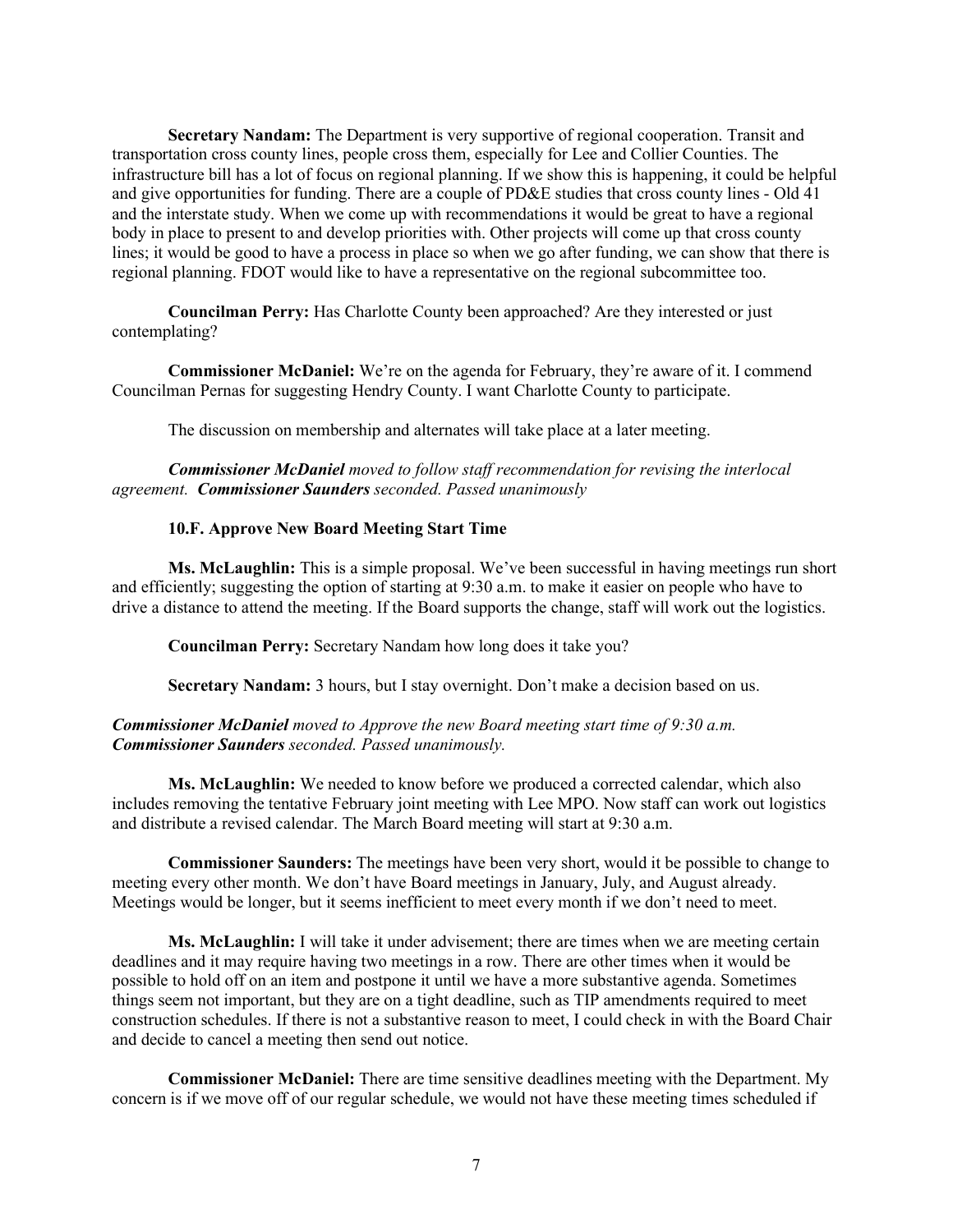**Secretary Nandam:** The Department is very supportive of regional cooperation. Transit and transportation cross county lines, people cross them, especially for Lee and Collier Counties. The infrastructure bill has a lot of focus on regional planning. If we show this is happening, it could be helpful and give opportunities for funding. There are a couple of PD&E studies that cross county lines - Old 41 and the interstate study. When we come up with recommendations it would be great to have a regional body in place to present to and develop priorities with. Other projects will come up that cross county lines; it would be good to have a process in place so when we go after funding, we can show that there is regional planning. FDOT would like to have a representative on the regional subcommittee too.

**Councilman Perry:** Has Charlotte County been approached? Are they interested or just contemplating?

**Commissioner McDaniel:** We're on the agenda for February, they're aware of it. I commend Councilman Pernas for suggesting Hendry County. I want Charlotte County to participate.

The discussion on membership and alternates will take place at a later meeting.

***Commissioner McDaniel*** *moved to follow staff recommendation for revising the interlocal agreement.* ***Commissioner Saunders*** *seconded. Passed unanimously*

**10.F. Approve New Board Meeting Start Time**

**Ms. McLaughlin:** This is a simple proposal. We've been successful in having meetings run short and efficiently; suggesting the option of starting at 9:30 a.m. to make it easier on people who have to drive a distance to attend the meeting. If the Board supports the change, staff will work out the logistics.

**Councilman Perry:** Secretary Nandam how long does it take you?

**Secretary Nandam:** 3 hours, but I stay overnight. Don't make a decision based on us.

***Commissioner McDaniel*** *moved to Approve the new Board meeting start time of 9:30 a.m.* ***Commissioner Saunders*** *seconded. Passed unanimously.*

**Ms. McLaughlin:** We needed to know before we produced a corrected calendar, which also includes removing the tentative February joint meeting with Lee MPO. Now staff can work out logistics and distribute a revised calendar. The March Board meeting will start at 9:30 a.m.

**Commissioner Saunders:** The meetings have been very short, would it be possible to change to meeting every other month. We don't have Board meetings in January, July, and August already. Meetings would be longer, but it seems inefficient to meet every month if we don't need to meet.

**Ms. McLaughlin:** I will take it under advisement; there are times when we are meeting certain deadlines and it may require having two meetings in a row. There are other times when it would be possible to hold off on an item and postpone it until we have a more substantive agenda. Sometimes things seem not important, but they are on a tight deadline, such as TIP amendments required to meet construction schedules. If there is not a substantive reason to meet, I could check in with the Board Chair and decide to cancel a meeting then send out notice.

**Commissioner McDaniel:** There are time sensitive deadlines meeting with the Department. My concern is if we move off of our regular schedule, we would not have these meeting times scheduled if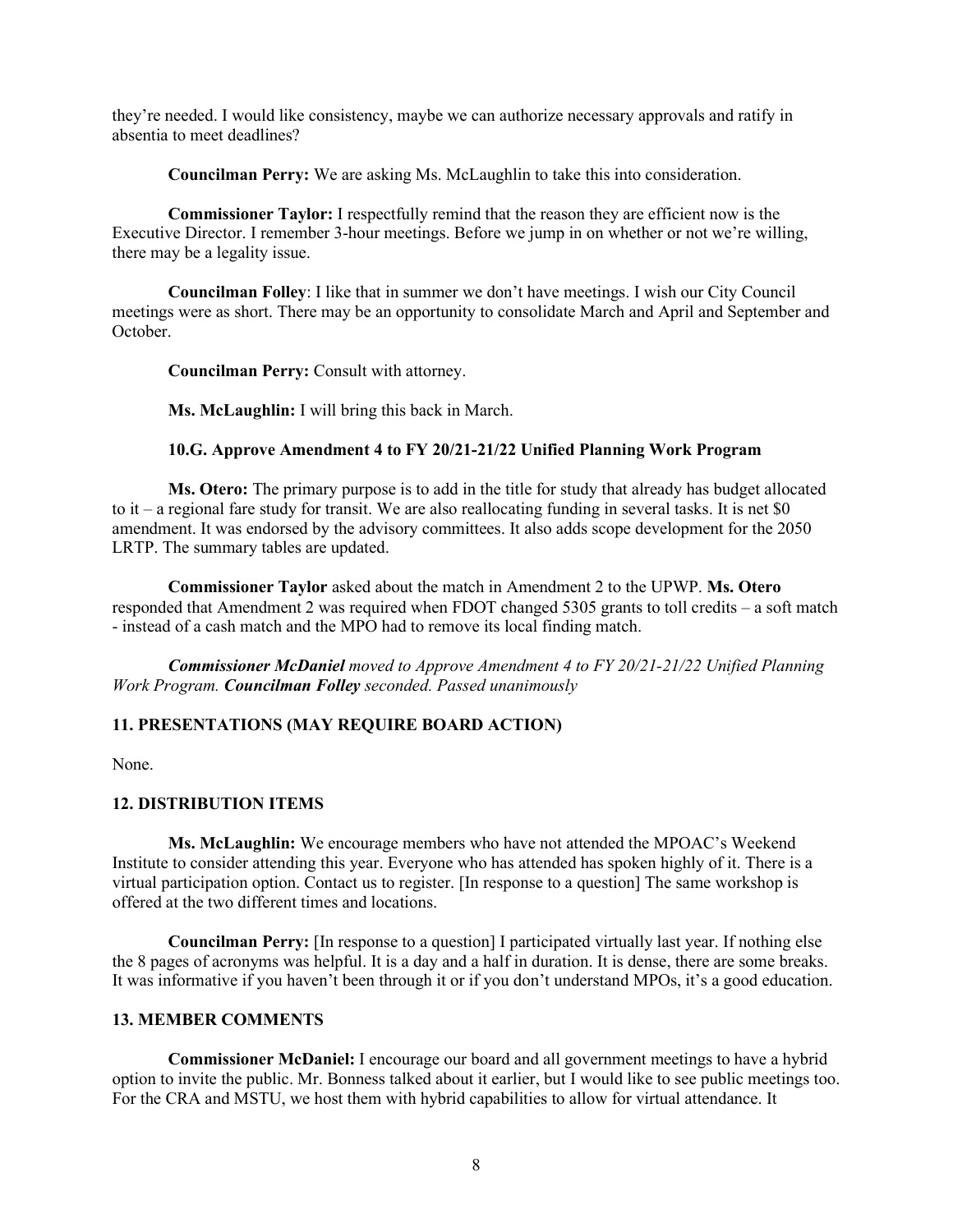they're needed. I would like consistency, maybe we can authorize necessary approvals and ratify in absentia to meet deadlines?

**Councilman Perry:** We are asking Ms. McLaughlin to take this into consideration.

**Commissioner Taylor:** I respectfully remind that the reason they are efficient now is the Executive Director. I remember 3-hour meetings. Before we jump in on whether or not we're willing, there may be a legality issue.

**Councilman Folley**: I like that in summer we don't have meetings. I wish our City Council meetings were as short. There may be an opportunity to consolidate March and April and September and October.

**Councilman Perry:** Consult with attorney.

**Ms. McLaughlin:** I will bring this back in March.

**10.G. Approve Amendment 4 to FY 20/21-21/22 Unified Planning Work Program**

**Ms. Otero:** The primary purpose is to add in the title for study that already has budget allocated to it – a regional fare study for transit. We are also reallocating funding in several tasks. It is net $0 amendment. It was endorsed by the advisory committees. It also adds scope development for the 2050 LRTP. The summary tables are updated.

**Commissioner Taylor** asked about the match in Amendment 2 to the UPWP. **Ms. Otero** responded that Amendment 2 was required when FDOT changed 5305 grants to toll credits – a soft match - instead of a cash match and the MPO had to remove its local finding match.

***Commissioner McDaniel** moved to Approve Amendment 4 to FY 20/21-21/22 Unified Planning Work Program. **Councilman Folley** seconded. Passed unanimously*

## 11. PRESENTATIONS (MAY REQUIRE BOARD ACTION)

None.

## 12. DISTRIBUTION ITEMS

**Ms. McLaughlin:** We encourage members who have not attended the MPOAC's Weekend Institute to consider attending this year. Everyone who has attended has spoken highly of it. There is a virtual participation option. Contact us to register. [In response to a question] The same workshop is offered at the two different times and locations.

**Councilman Perry:** [In response to a question] I participated virtually last year. If nothing else the 8 pages of acronyms was helpful. It is a day and a half in duration. It is dense, there are some breaks. It was informative if you haven't been through it or if you don't understand MPOs, it's a good education.

## 13. MEMBER COMMENTS

**Commissioner McDaniel:** I encourage our board and all government meetings to have a hybrid option to invite the public. Mr. Bonness talked about it earlier, but I would like to see public meetings too. For the CRA and MSTU, we host them with hybrid capabilities to allow for virtual attendance. It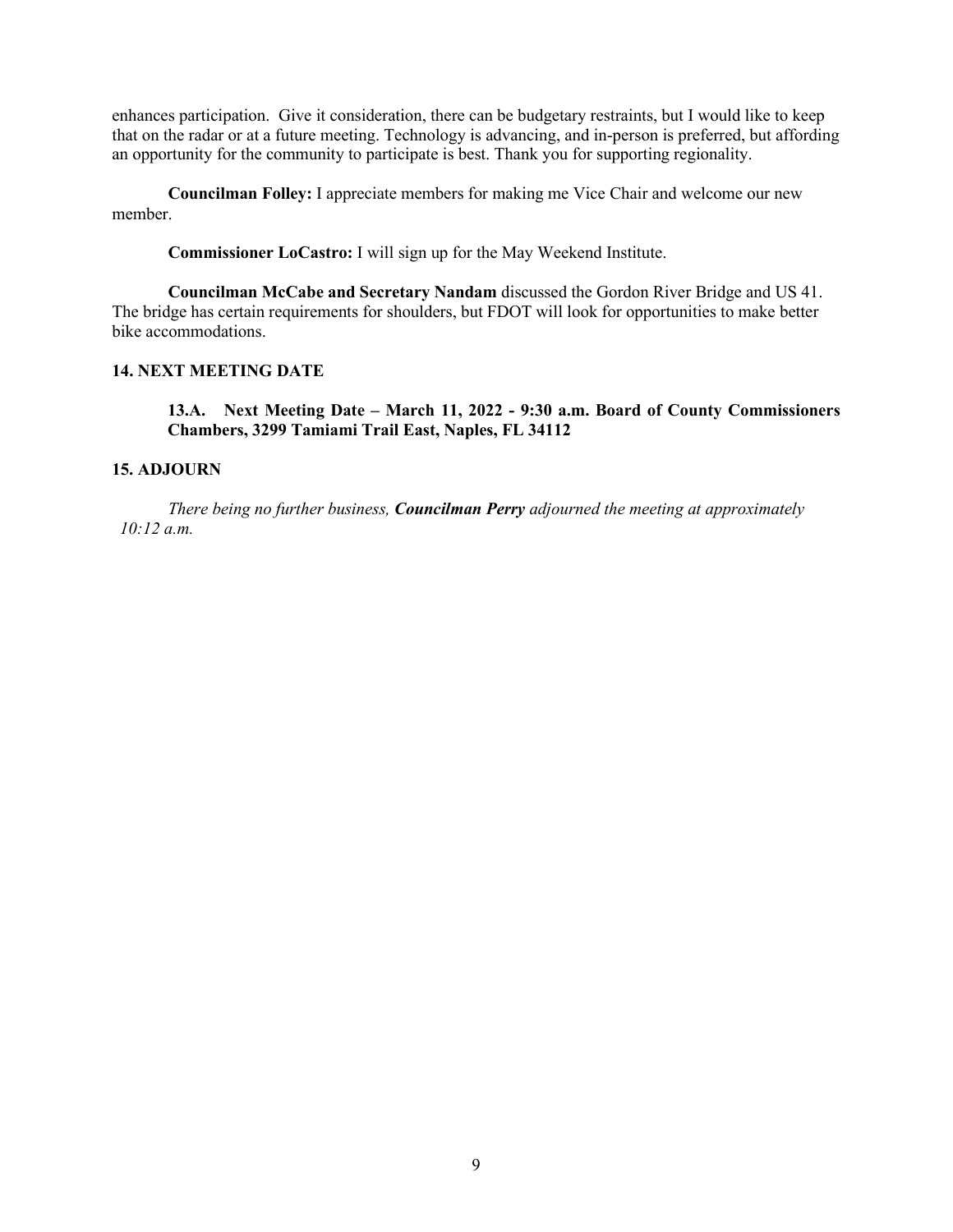enhances participation. Give it consideration, there can be budgetary restraints, but I would like to keep that on the radar or at a future meeting. Technology is advancing, and in-person is preferred, but affording an opportunity for the community to participate is best. Thank you for supporting regionality.

**Councilman Folley:** I appreciate members for making me Vice Chair and welcome our new member.

**Commissioner LoCastro:** I will sign up for the May Weekend Institute.

**Councilman McCabe and Secretary Nandam** discussed the Gordon River Bridge and US 41. The bridge has certain requirements for shoulders, but FDOT will look for opportunities to make better bike accommodations.

## 14. NEXT MEETING DATE

**13.A. Next Meeting Date – March 11, 2022 - 9:30 a.m. Board of County Commissioners Chambers, 3299 Tamiami Trail East, Naples, FL 34112**

## 15. ADJOURN

*There being no further business,* ***Councilman Perry*** *adjourned the meeting at approximately 10:12 a.m.*